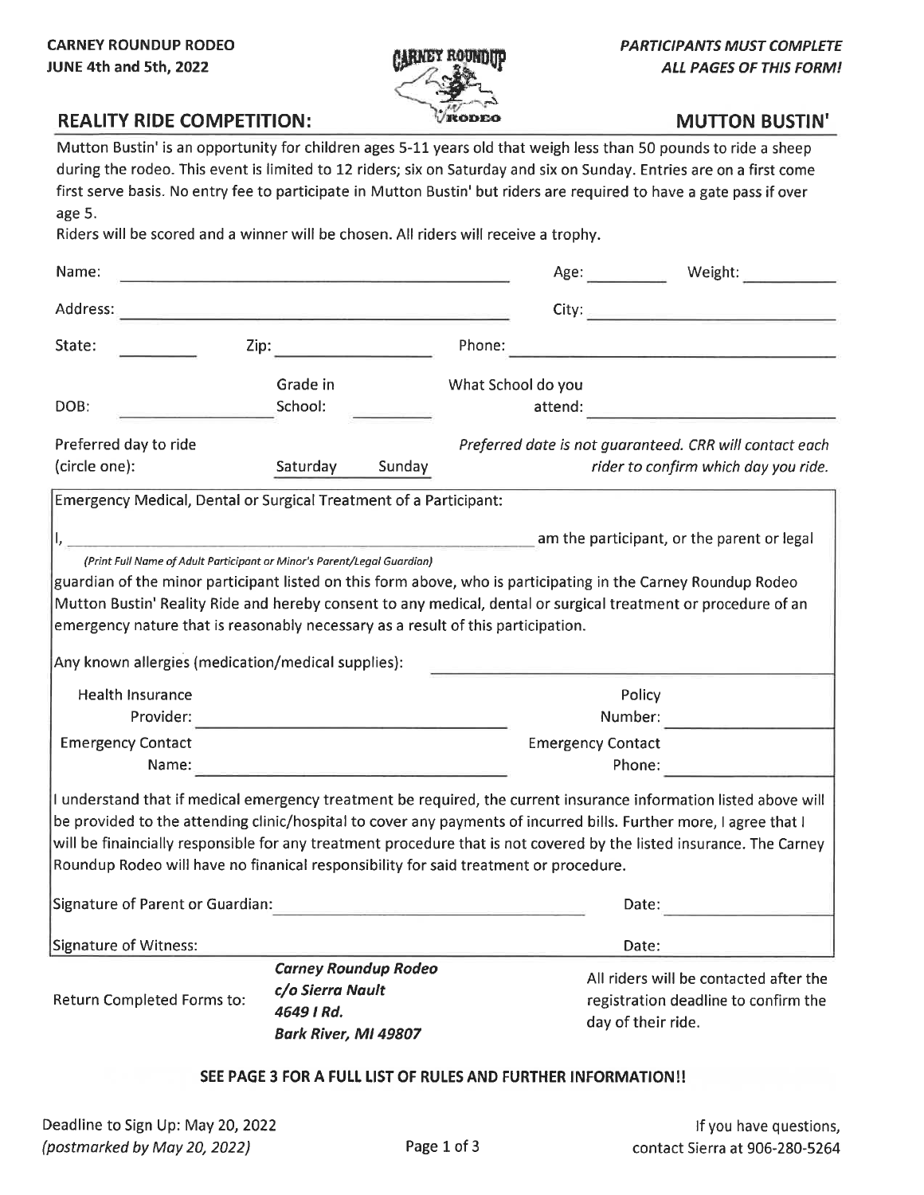**CARNEY ROUNDUP RODEO**
**JUNE 4th and 5th, 2022**

***PARTICIPANTS MUST COMPLETE ALL PAGES OF THIS FORM!***

## REALITY RIDE COMPETITION: MUTTON BUSTIN'

Mutton Bustin' is an opportunity for children ages 5-11 years old that weigh less than 50 pounds to ride a sheep during the rodeo. This event is limited to 12 riders; six on Saturday and six on Sunday. Entries are on a first come first serve basis. No entry fee to participate in Mutton Bustin' but riders are required to have a gate pass if over age 5.

Riders will be scored and a winner will be chosen. All riders will receive a trophy.

Name: ______________________ Age: ________ Weight: ________

Address: ______________________ City: ______________________

State: ________ Zip: ____________ Phone: ______________________

DOB: ____________ Grade in School: ________ What School do you attend: ______________________

Preferred day to ride (circle one): Saturday Sunday

*Preferred date is not guaranteed. CRR will contact each rider to confirm which day you ride.*

Emergency Medical, Dental or Surgical Treatment of a Participant:

I, ______________________________ am the participant, or the parent or legal
*(Print Full Name of Adult Participant or Minor's Parent/Legal Guardian)*
guardian of the minor participant listed on this form above, who is participating in the Carney Roundup Rodeo Mutton Bustin' Reality Ride and hereby consent to any medical, dental or surgical treatment or procedure of an emergency nature that is reasonably necessary as a result of this participation.

Any known allergies (medication/medical supplies): ______________________

Health Insurance Provider: ______________________ Policy Number: ____________

Emergency Contact Name: ______________________ Emergency Contact Phone: ____________

I understand that if medical emergency treatment be required, the current insurance information listed above will be provided to the attending clinic/hospital to cover any payments of incurred bills. Further more, I agree that I will be finaincially responsible for any treatment procedure that is not covered by the listed insurance. The Carney Roundup Rodeo will have no finanical responsibility for said treatment or procedure.

Signature of Parent or Guardian: ______________________ Date: ____________

Signature of Witness: ______________________ Date: ____________

Return Completed Forms to:
***Carney Roundup Rodeo***
***c/o Sierra Nault***
***4649 I Rd.***
***Bark River, MI 49807***

All riders will be contacted after the registration deadline to confirm the day of their ride.

**SEE PAGE 3 FOR A FULL LIST OF RULES AND FURTHER INFORMATION!!**

Deadline to Sign Up: May 20, 2022
*(postmarked by May 20, 2022)*

If you have questions, contact Sierra at 906-280-5264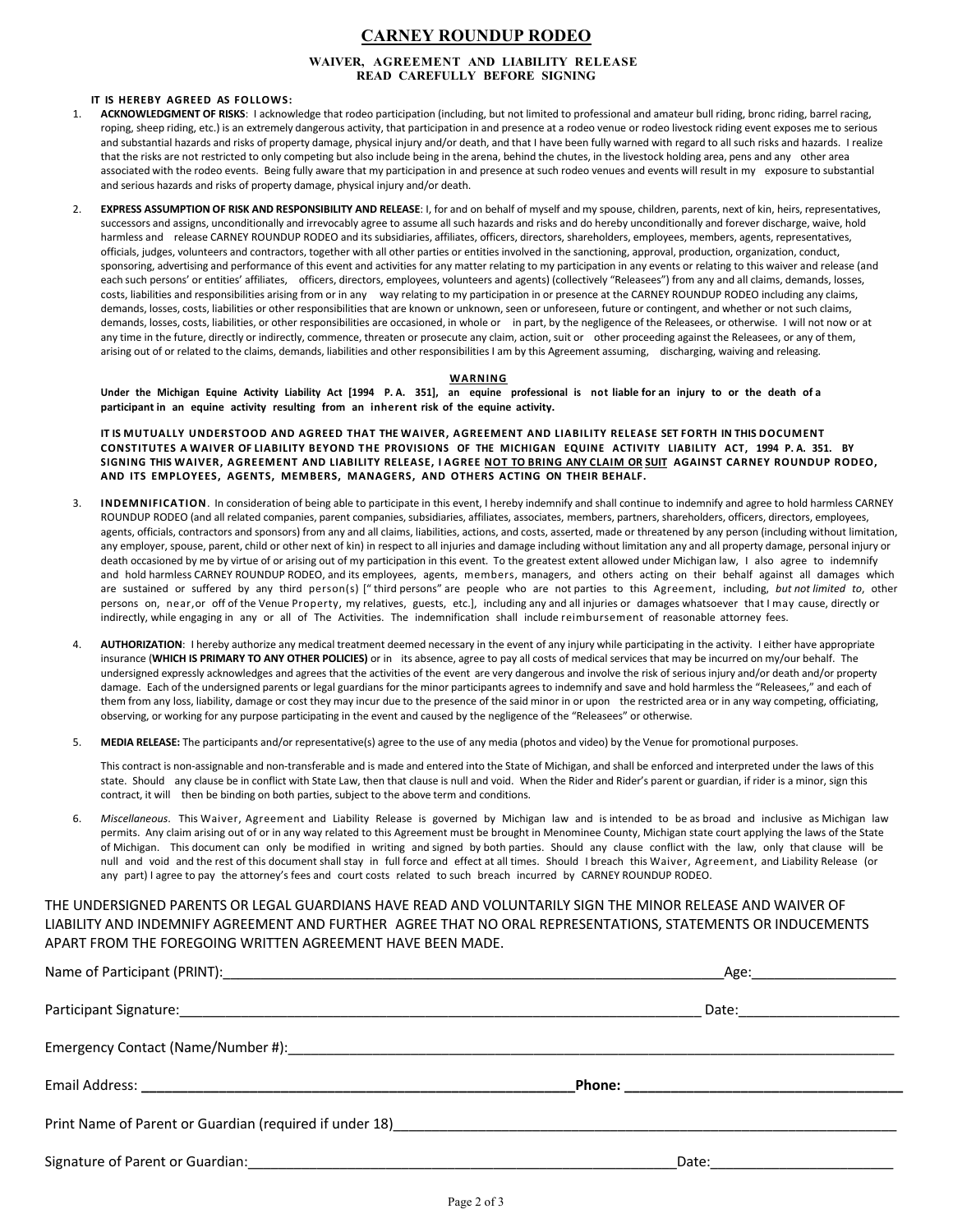# CARNEY ROUNDUP RODEO

**WAIVER, AGREEMENT AND LIABILITY RELEASE**
**READ CAREFULLY BEFORE SIGNING**

**IT IS HEREBY AGREED AS FOLLOWS:**

1. **ACKNOWLEDGMENT OF RISKS**: I acknowledge that rodeo participation (including, but not limited to professional and amateur bull riding, bronc riding, barrel racing, roping, sheep riding, etc.) is an extremely dangerous activity, that participation in and presence at a rodeo venue or rodeo livestock riding event exposes me to serious and substantial hazards and risks of property damage, physical injury and/or death, and that I have been fully warned with regard to all such risks and hazards. I realize that the risks are not restricted to only competing but also include being in the arena, behind the chutes, in the livestock holding area, pens and any other area associated with the rodeo events. Being fully aware that my participation in and presence at such rodeo venues and events will result in my exposure to substantial and serious hazards and risks of property damage, physical injury and/or death.

2. **EXPRESS ASSUMPTION OF RISK AND RESPONSIBILITY AND RELEASE**: I, for and on behalf of myself and my spouse, children, parents, next of kin, heirs, representatives, successors and assigns, unconditionally and irrevocably agree to assume all such hazards and risks and do hereby unconditionally and forever discharge, waive, hold harmless and release CARNEY ROUNDUP RODEO and its subsidiaries, affiliates, officers, directors, shareholders, employees, members, agents, representatives, officials, judges, volunteers and contractors, together with all other parties or entities involved in the sanctioning, approval, production, organization, conduct, sponsoring, advertising and performance of this event and activities for any matter relating to my participation in any events or relating to this waiver and release (and each such persons' or entities' affiliates, officers, directors, employees, volunteers and agents) (collectively "Releasees") from any and all claims, demands, losses, costs, liabilities and responsibilities arising from or in any way relating to my participation in or presence at the CARNEY ROUNDUP RODEO including any claims, demands, losses, costs, liabilities or other responsibilities that are known or unknown, seen or unforeseen, future or contingent, and whether or not such claims, demands, losses, costs, liabilities, or other responsibilities are occasioned, in whole or in part, by the negligence of the Releasees, or otherwise. I will not now or at any time in the future, directly or indirectly, commence, threaten or prosecute any claim, action, suit or other proceeding against the Releasees, or any of them, arising out of or related to the claims, demands, liabilities and other responsibilities I am by this Agreement assuming, discharging, waiving and releasing.

<u>**WARNING**</u>

**Under the Michigan Equine Activity Liability Act [1994 P. A. 351], an equine professional is not liable for an injury to or the death of a participant in an equine activity resulting from an inherent risk of the equine activity.**

**IT IS MUTUALLY UNDERSTOOD AND AGREED THAT THE WAIVER, AGREEMENT AND LIABILITY RELEASE SET FORTH IN THIS DOCUMENT CONSTITUTES A WAIVER OF LIABILITY BEYOND THE PROVISIONS OF THE MICHIGAN EQUINE ACTIVITY LIABILITY ACT, 1994 P. A. 351. BY SIGNING THIS WAIVER, AGREEMENT AND LIABILITY RELEASE, I AGREE <u>NOT TO BRING ANY CLAIM OR SUIT</u> AGAINST CARNEY ROUNDUP RODEO, AND ITS EMPLOYEES, AGENTS, MEMBERS, MANAGERS, AND OTHERS ACTING ON THEIR BEHALF.**

3. **INDEMNIFICATION**. In consideration of being able to participate in this event, I hereby indemnify and shall continue to indemnify and agree to hold harmless CARNEY ROUNDUP RODEO (and all related companies, parent companies, subsidiaries, affiliates, associates, members, partners, shareholders, officers, directors, employees, agents, officials, contractors and sponsors) from any and all claims, liabilities, actions, and costs, asserted, made or threatened by any person (including without limitation, any employer, spouse, parent, child or other next of kin) in respect to all injuries and damage including without limitation any and all property damage, personal injury or death occasioned by me by virtue of or arising out of my participation in this event. To the greatest extent allowed under Michigan law, I also agree to indemnify and hold harmless CARNEY ROUNDUP RODEO, and its employees, agents, members, managers, and others acting on their behalf against all damages which are sustained or suffered by any third person(s) ["third persons" are people who are not parties to this Agreement, including, *but not limited to*, other persons on, near,or off of the Venue Property, my relatives, guests, etc.], including any and all injuries or damages whatsoever that I may cause, directly or indirectly, while engaging in any or all of The Activities. The indemnification shall include reimbursement of reasonable attorney fees.

4. **AUTHORIZATION**: I hereby authorize any medical treatment deemed necessary in the event of any injury while participating in the activity. I either have appropriate insurance (**WHICH IS PRIMARY TO ANY OTHER POLICIES)** or in its absence, agree to pay all costs of medical services that may be incurred on my/our behalf. The undersigned expressly acknowledges and agrees that the activities of the event are very dangerous and involve the risk of serious injury and/or death and/or property damage. Each of the undersigned parents or legal guardians for the minor participants agrees to indemnify and save and hold harmless the "Releasees," and each of them from any loss, liability, damage or cost they may incur due to the presence of the said minor in or upon the restricted area or in any way competing, officiating, observing, or working for any purpose participating in the event and caused by the negligence of the "Releasees" or otherwise.

5. **MEDIA RELEASE:** The participants and/or representative(s) agree to the use of any media (photos and video) by the Venue for promotional purposes.

   This contract is non-assignable and non-transferable and is made and entered into the State of Michigan, and shall be enforced and interpreted under the laws of this state. Should any clause be in conflict with State Law, then that clause is null and void. When the Rider and Rider's parent or guardian, if rider is a minor, sign this contract, it will then be binding on both parties, subject to the above term and conditions.

6. *Miscellaneous*. This Waiver, Agreement and Liability Release is governed by Michigan law and is intended to be as broad and inclusive as Michigan law permits. Any claim arising out of or in any way related to this Agreement must be brought in Menominee County, Michigan state court applying the laws of the State of Michigan. This document can only be modified in writing and signed by both parties. Should any clause conflict with the law, only that clause will be null and void and the rest of this document shall stay in full force and effect at all times. Should I breach this Waiver, Agreement, and Liability Release (or any part) I agree to pay the attorney's fees and court costs related to such breach incurred by CARNEY ROUNDUP RODEO.

THE UNDERSIGNED PARENTS OR LEGAL GUARDIANS HAVE READ AND VOLUNTARILY SIGN THE MINOR RELEASE AND WAIVER OF LIABILITY AND INDEMNIFY AGREEMENT AND FURTHER AGREE THAT NO ORAL REPRESENTATIONS, STATEMENTS OR INDUCEMENTS APART FROM THE FOREGOING WRITTEN AGREEMENT HAVE BEEN MADE.

Name of Participant (PRINT):_______________________________________________ Age:__________________

Participant Signature:_____________________________________________________ Date:____________________

Emergency Contact (Name/Number #):___________________________________________________________________

Email Address: ______________________________________ **Phone: ________________________________**

Print Name of Parent or Guardian (required if under 18)_________________________________________________

Signature of Parent or Guardian:_____________________________________________ Date:______________________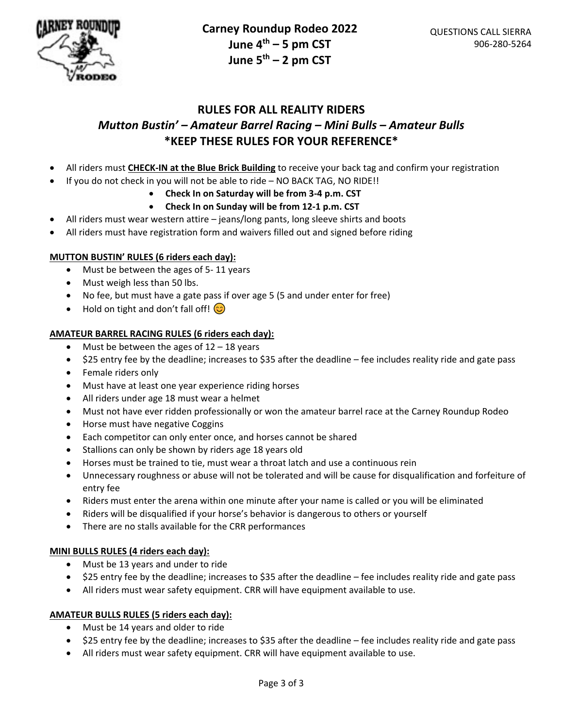# Carney Roundup Rodeo 2022

**June 4th – 5 pm CST**
**June 5th – 2 pm CST**

QUESTIONS CALL SIERRA
906-280-5264

## RULES FOR ALL REALITY RIDERS

### *Mutton Bustin' – Amateur Barrel Racing – Mini Bulls – Amateur Bulls*

### *KEEP THESE RULES FOR YOUR REFERENCE*

- All riders must **CHECK-IN at the Blue Brick Building** to receive your back tag and confirm your registration
- If you do not check in you will not be able to ride – NO BACK TAG, NO RIDE!!
  - **Check In on Saturday will be from 3-4 p.m. CST**
  - **Check In on Sunday will be from 12-1 p.m. CST**
- All riders must wear western attire – jeans/long pants, long sleeve shirts and boots
- All riders must have registration form and waivers filled out and signed before riding

**MUTTON BUSTIN' RULES (6 riders each day):**

- Must be between the ages of 5- 11 years
- Must weigh less than 50 lbs.
- No fee, but must have a gate pass if over age 5 (5 and under enter for free)
- Hold on tight and don't fall off! 😊

**AMATEUR BARREL RACING RULES (6 riders each day):**

- Must be between the ages of 12 – 18 years
- $25 entry fee by the deadline; increases to $35 after the deadline – fee includes reality ride and gate pass
- Female riders only
- Must have at least one year experience riding horses
- All riders under age 18 must wear a helmet
- Must not have ever ridden professionally or won the amateur barrel race at the Carney Roundup Rodeo
- Horse must have negative Coggins
- Each competitor can only enter once, and horses cannot be shared
- Stallions can only be shown by riders age 18 years old
- Horses must be trained to tie, must wear a throat latch and use a continuous rein
- Unnecessary roughness or abuse will not be tolerated and will be cause for disqualification and forfeiture of entry fee
- Riders must enter the arena within one minute after your name is called or you will be eliminated
- Riders will be disqualified if your horse's behavior is dangerous to others or yourself
- There are no stalls available for the CRR performances

**MINI BULLS RULES (4 riders each day):**

- Must be 13 years and under to ride
- $25 entry fee by the deadline; increases to $35 after the deadline – fee includes reality ride and gate pass
- All riders must wear safety equipment. CRR will have equipment available to use.

**AMATEUR BULLS RULES (5 riders each day):**

- Must be 14 years and older to ride
- $25 entry fee by the deadline; increases to $35 after the deadline – fee includes reality ride and gate pass
- All riders must wear safety equipment. CRR will have equipment available to use.